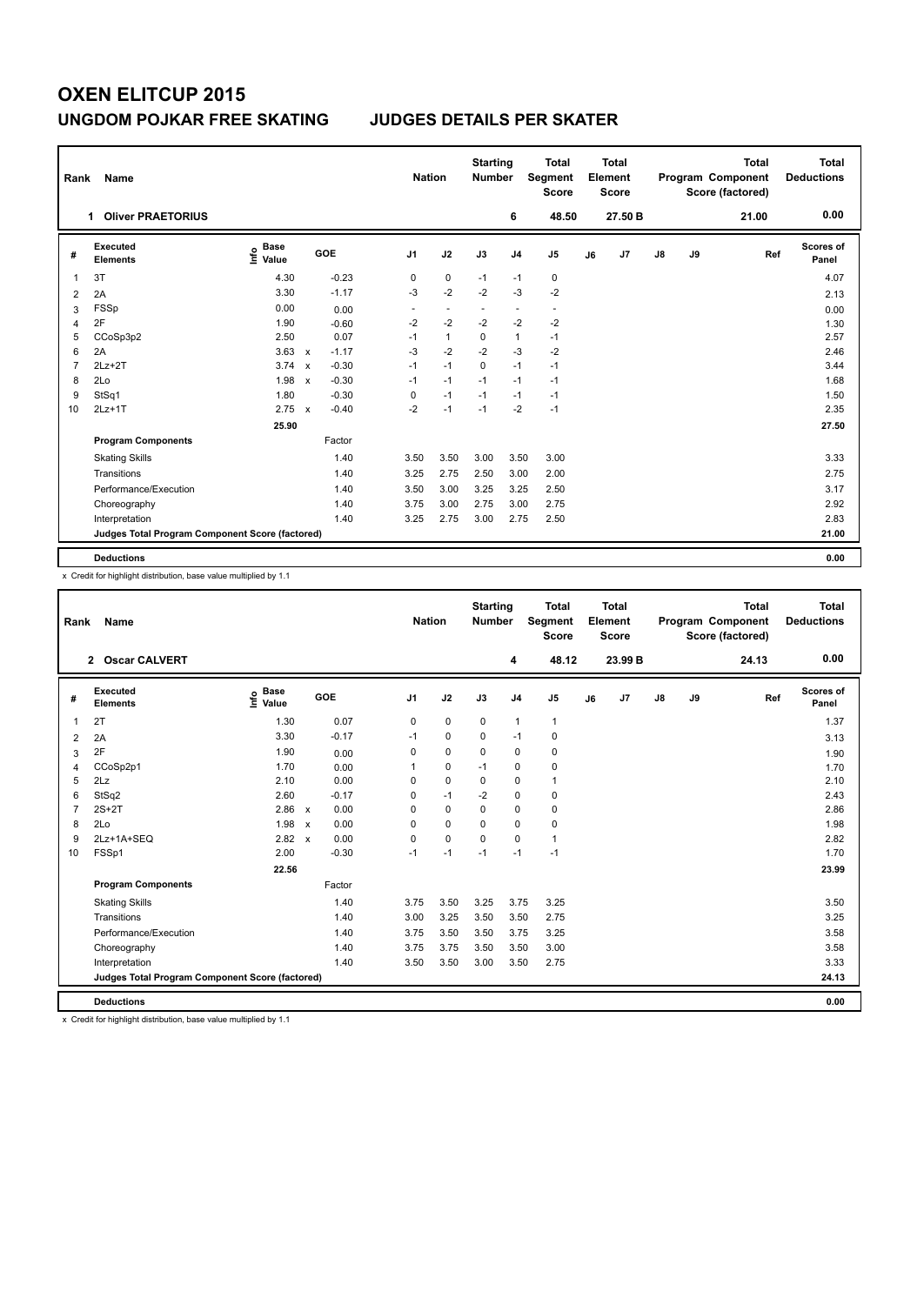# OXEN ELITCUP 2015

## UNGDOM POJKAR FREE SKATING JUDGES DETAILS PER SKATER

| Rank | Name | Nation | Starting Number | Total Segment Score | Total Element Score | Total Program Component Score (factored) | Total Deductions |
|---|---|---|---|---|---|---|---|
| 1 | Oliver PRAETORIUS | | 6 | 48.50 | 27.50 B | 21.00 | 0.00 |

| # | Executed Elements | Info | Base Value | | GOE | J1 | J2 | J3 | J4 | J5 | J6 | J7 | J8 | J9 | Ref | Scores of Panel |
|---|---|---|---|---|---|---|---|---|---|---|---|---|---|---|---|---|
| 1 | 3T | | 4.30 | | -0.23 | 0 | 0 | -1 | -1 | 0 | | | | | | 4.07 |
| 2 | 2A | | 3.30 | | -1.17 | -3 | -2 | -2 | -3 | -2 | | | | | | 2.13 |
| 3 | FSSp | | 0.00 | | 0.00 | - | - | - | - | - | | | | | | 0.00 |
| 4 | 2F | | 1.90 | | -0.60 | -2 | -2 | -2 | -2 | -2 | | | | | | 1.30 |
| 5 | CCoSp3p2 | | 2.50 | | 0.07 | -1 | 1 | 0 | 1 | -1 | | | | | | 2.57 |
| 6 | 2A | | 3.63 | x | -1.17 | -3 | -2 | -2 | -3 | -2 | | | | | | 2.46 |
| 7 | 2Lz+2T | | 3.74 | x | -0.30 | -1 | -1 | 0 | -1 | -1 | | | | | | 3.44 |
| 8 | 2Lo | | 1.98 | x | -0.30 | -1 | -1 | -1 | -1 | -1 | | | | | | 1.68 |
| 9 | StSq1 | | 1.80 | | -0.30 | 0 | -1 | -1 | -1 | -1 | | | | | | 1.50 |
| 10 | 2Lz+1T | | 2.75 | x | -0.40 | -2 | -1 | -1 | -2 | -1 | | | | | | 2.35 |
| | | | 25.90 | | | | | | | | | | | | | 27.50 |
| | **Program Components** | | | | Factor | | | | | | | | | | | |
| | Skating Skills | | | | 1.40 | 3.50 | 3.50 | 3.00 | 3.50 | 3.00 | | | | | | 3.33 |
| | Transitions | | | | 1.40 | 3.25 | 2.75 | 2.50 | 3.00 | 2.00 | | | | | | 2.75 |
| | Performance/Execution | | | | 1.40 | 3.50 | 3.00 | 3.25 | 3.25 | 2.50 | | | | | | 3.17 |
| | Choreography | | | | 1.40 | 3.75 | 3.00 | 2.75 | 3.00 | 2.75 | | | | | | 2.92 |
| | Interpretation | | | | 1.40 | 3.25 | 2.75 | 3.00 | 2.75 | 2.50 | | | | | | 2.83 |
| | **Judges Total Program Component Score (factored)** | | | | | | | | | | | | | | | 21.00 |
| | **Deductions** | | | | | | | | | | | | | | | 0.00 |

x Credit for highlight distribution, base value multiplied by 1.1

| Rank | Name | Nation | Starting Number | Total Segment Score | Total Element Score | Total Program Component Score (factored) | Total Deductions |
|---|---|---|---|---|---|---|---|
| 2 | Oscar CALVERT | | 4 | 48.12 | 23.99 B | 24.13 | 0.00 |

| # | Executed Elements | Info | Base Value | | GOE | J1 | J2 | J3 | J4 | J5 | J6 | J7 | J8 | J9 | Ref | Scores of Panel |
|---|---|---|---|---|---|---|---|---|---|---|---|---|---|---|---|---|
| 1 | 2T | | 1.30 | | 0.07 | 0 | 0 | 0 | 1 | 1 | | | | | | 1.37 |
| 2 | 2A | | 3.30 | | -0.17 | -1 | 0 | 0 | -1 | 0 | | | | | | 3.13 |
| 3 | 2F | | 1.90 | | 0.00 | 0 | 0 | 0 | 0 | 0 | | | | | | 1.90 |
| 4 | CCoSp2p1 | | 1.70 | | 0.00 | 1 | 0 | -1 | 0 | 0 | | | | | | 1.70 |
| 5 | 2Lz | | 2.10 | | 0.00 | 0 | 0 | 0 | 0 | 1 | | | | | | 2.10 |
| 6 | StSq2 | | 2.60 | | -0.17 | 0 | -1 | -2 | 0 | 0 | | | | | | 2.43 |
| 7 | 2S+2T | | 2.86 | x | 0.00 | 0 | 0 | 0 | 0 | 0 | | | | | | 2.86 |
| 8 | 2Lo | | 1.98 | x | 0.00 | 0 | 0 | 0 | 0 | 0 | | | | | | 1.98 |
| 9 | 2Lz+1A+SEQ | | 2.82 | x | 0.00 | 0 | 0 | 0 | 0 | 1 | | | | | | 2.82 |
| 10 | FSSp1 | | 2.00 | | -0.30 | -1 | -1 | -1 | -1 | -1 | | | | | | 1.70 |
| | | | 22.56 | | | | | | | | | | | | | 23.99 |
| | **Program Components** | | | | Factor | | | | | | | | | | | |
| | Skating Skills | | | | 1.40 | 3.75 | 3.50 | 3.25 | 3.75 | 3.25 | | | | | | 3.50 |
| | Transitions | | | | 1.40 | 3.00 | 3.25 | 3.50 | 3.50 | 2.75 | | | | | | 3.25 |
| | Performance/Execution | | | | 1.40 | 3.75 | 3.50 | 3.50 | 3.75 | 3.25 | | | | | | 3.58 |
| | Choreography | | | | 1.40 | 3.75 | 3.75 | 3.50 | 3.50 | 3.00 | | | | | | 3.58 |
| | Interpretation | | | | 1.40 | 3.50 | 3.50 | 3.00 | 3.50 | 2.75 | | | | | | 3.33 |
| | **Judges Total Program Component Score (factored)** | | | | | | | | | | | | | | | 24.13 |
| | **Deductions** | | | | | | | | | | | | | | | 0.00 |

x Credit for highlight distribution, base value multiplied by 1.1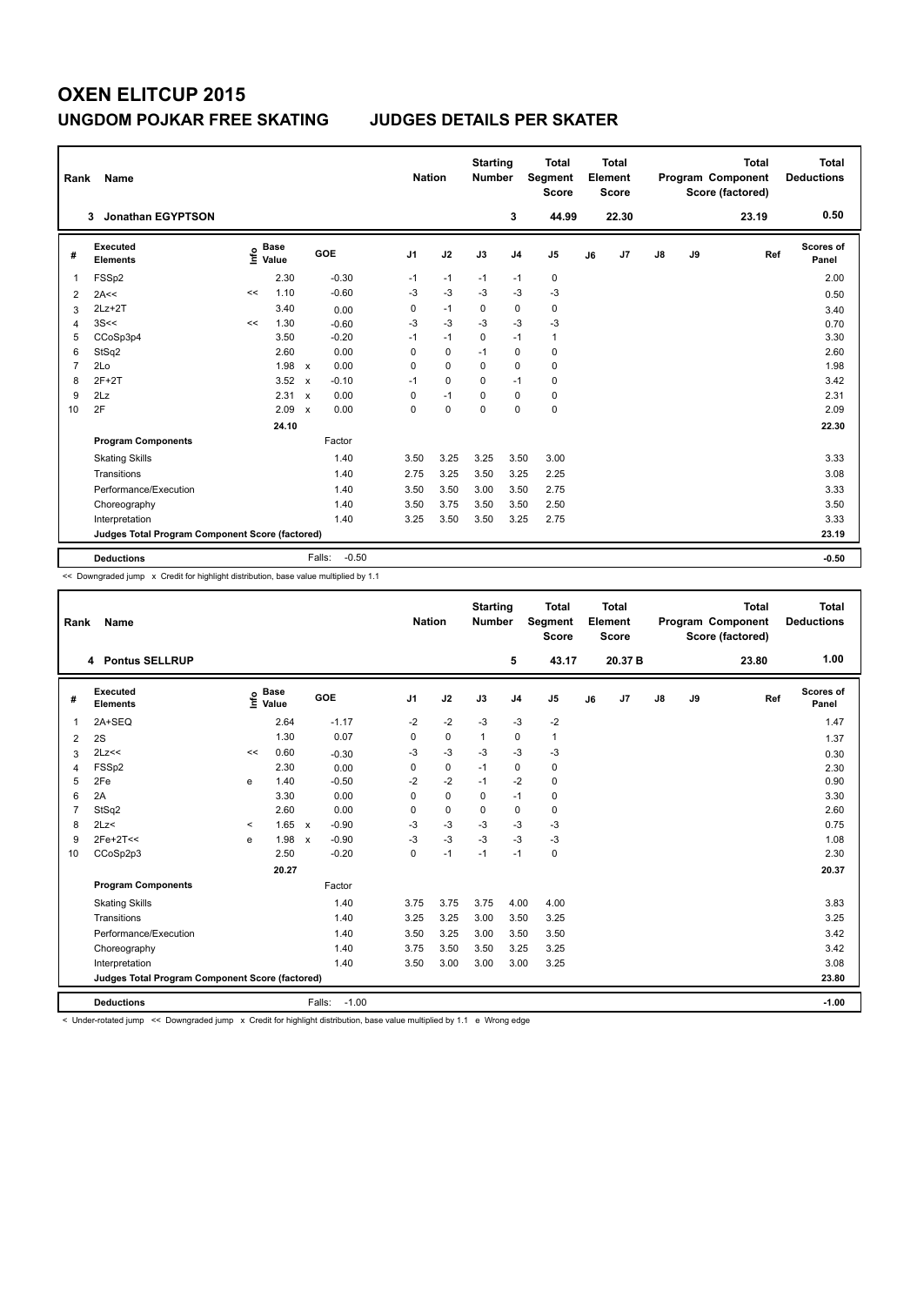# OXEN ELITCUP 2015

## UNGDOM POJKAR FREE SKATING — JUDGES DETAILS PER SKATER

| Rank | Name | Nation | Starting Number | Total Segment Score | Total Element Score | Total Program Component Score (factored) | Total Deductions |
|---|---|---|---|---|---|---|---|
| 3 | Jonathan EGYPTSON | | 3 | 44.99 | 22.30 | 23.19 | 0.50 |

| # | Executed Elements | Info | Base Value | | GOE | J1 | J2 | J3 | J4 | J5 | J6 | J7 | J8 | J9 | Ref | Scores of Panel |
|---|---|---|---|---|---|---|---|---|---|---|---|---|---|---|---|---|
| 1 | FSSp2 | | 2.30 | | -0.30 | -1 | -1 | -1 | -1 | 0 | | | | | | 2.00 |
| 2 | 2A<< | << | 1.10 | | -0.60 | -3 | -3 | -3 | -3 | -3 | | | | | | 0.50 |
| 3 | 2Lz+2T | | 3.40 | | 0.00 | 0 | -1 | 0 | 0 | 0 | | | | | | 3.40 |
| 4 | 3S<< | << | 1.30 | | -0.60 | -3 | -3 | -3 | -3 | -3 | | | | | | 0.70 |
| 5 | CCoSp3p4 | | 3.50 | | -0.20 | -1 | -1 | 0 | -1 | 1 | | | | | | 3.30 |
| 6 | StSq2 | | 2.60 | | 0.00 | 0 | 0 | -1 | 0 | 0 | | | | | | 2.60 |
| 7 | 2Lo | | 1.98 | x | 0.00 | 0 | 0 | 0 | 0 | 0 | | | | | | 1.98 |
| 8 | 2F+2T | | 3.52 | x | -0.10 | -1 | 0 | 0 | -1 | 0 | | | | | | 3.42 |
| 9 | 2Lz | | 2.31 | x | 0.00 | 0 | -1 | 0 | 0 | 0 | | | | | | 2.31 |
| 10 | 2F | | 2.09 | x | 0.00 | 0 | 0 | 0 | 0 | 0 | | | | | | 2.09 |
| | | | 24.10 | | | | | | | | | | | | | 22.30 |
| | **Program Components** | | | | Factor | | | | | | | | | | | |
| | Skating Skills | | | | 1.40 | 3.50 | 3.25 | 3.25 | 3.50 | 3.00 | | | | | | 3.33 |
| | Transitions | | | | 1.40 | 2.75 | 3.25 | 3.50 | 3.25 | 2.25 | | | | | | 3.08 |
| | Performance/Execution | | | | 1.40 | 3.50 | 3.50 | 3.00 | 3.50 | 2.75 | | | | | | 3.33 |
| | Choreography | | | | 1.40 | 3.50 | 3.75 | 3.50 | 3.50 | 2.50 | | | | | | 3.50 |
| | Interpretation | | | | 1.40 | 3.25 | 3.50 | 3.50 | 3.25 | 2.75 | | | | | | 3.33 |
| | **Judges Total Program Component Score (factored)** | | | | | | | | | | | | | | | 23.19 |
| | **Deductions** | | | | Falls: -0.50 | | | | | | | | | | | -0.50 |

<< Downgraded jump x Credit for highlight distribution, base value multiplied by 1.1

| Rank | Name | Nation | Starting Number | Total Segment Score | Total Element Score | Total Program Component Score (factored) | Total Deductions |
|---|---|---|---|---|---|---|---|
| 4 | Pontus SELLRUP | | 5 | 43.17 | 20.37 B | 23.80 | 1.00 |

| # | Executed Elements | Info | Base Value | | GOE | J1 | J2 | J3 | J4 | J5 | J6 | J7 | J8 | J9 | Ref | Scores of Panel |
|---|---|---|---|---|---|---|---|---|---|---|---|---|---|---|---|---|
| 1 | 2A+SEQ | | 2.64 | | -1.17 | -2 | -2 | -3 | -3 | -2 | | | | | | 1.47 |
| 2 | 2S | | 1.30 | | 0.07 | 0 | 0 | 1 | 0 | 1 | | | | | | 1.37 |
| 3 | 2Lz<< | << | 0.60 | | -0.30 | -3 | -3 | -3 | -3 | -3 | | | | | | 0.30 |
| 4 | FSSp2 | | 2.30 | | 0.00 | 0 | 0 | -1 | 0 | 0 | | | | | | 2.30 |
| 5 | 2Fe | e | 1.40 | | -0.50 | -2 | -2 | -1 | -2 | 0 | | | | | | 0.90 |
| 6 | 2A | | 3.30 | | 0.00 | 0 | 0 | 0 | -1 | 0 | | | | | | 3.30 |
| 7 | StSq2 | | 2.60 | | 0.00 | 0 | 0 | 0 | 0 | 0 | | | | | | 2.60 |
| 8 | 2Lz< | < | 1.65 | x | -0.90 | -3 | -3 | -3 | -3 | -3 | | | | | | 0.75 |
| 9 | 2Fe+2T<< | e | 1.98 | x | -0.90 | -3 | -3 | -3 | -3 | -3 | | | | | | 1.08 |
| 10 | CCoSp2p3 | | 2.50 | | -0.20 | 0 | -1 | -1 | -1 | 0 | | | | | | 2.30 |
| | | | 20.27 | | | | | | | | | | | | | 20.37 |
| | **Program Components** | | | | Factor | | | | | | | | | | | |
| | Skating Skills | | | | 1.40 | 3.75 | 3.75 | 3.75 | 4.00 | 4.00 | | | | | | 3.83 |
| | Transitions | | | | 1.40 | 3.25 | 3.25 | 3.00 | 3.50 | 3.25 | | | | | | 3.25 |
| | Performance/Execution | | | | 1.40 | 3.50 | 3.25 | 3.00 | 3.50 | 3.50 | | | | | | 3.42 |
| | Choreography | | | | 1.40 | 3.75 | 3.50 | 3.50 | 3.25 | 3.25 | | | | | | 3.42 |
| | Interpretation | | | | 1.40 | 3.50 | 3.00 | 3.00 | 3.00 | 3.25 | | | | | | 3.08 |
| | **Judges Total Program Component Score (factored)** | | | | | | | | | | | | | | | 23.80 |
| | **Deductions** | | | | Falls: -1.00 | | | | | | | | | | | -1.00 |

< Under-rotated jump << Downgraded jump x Credit for highlight distribution, base value multiplied by 1.1 e Wrong edge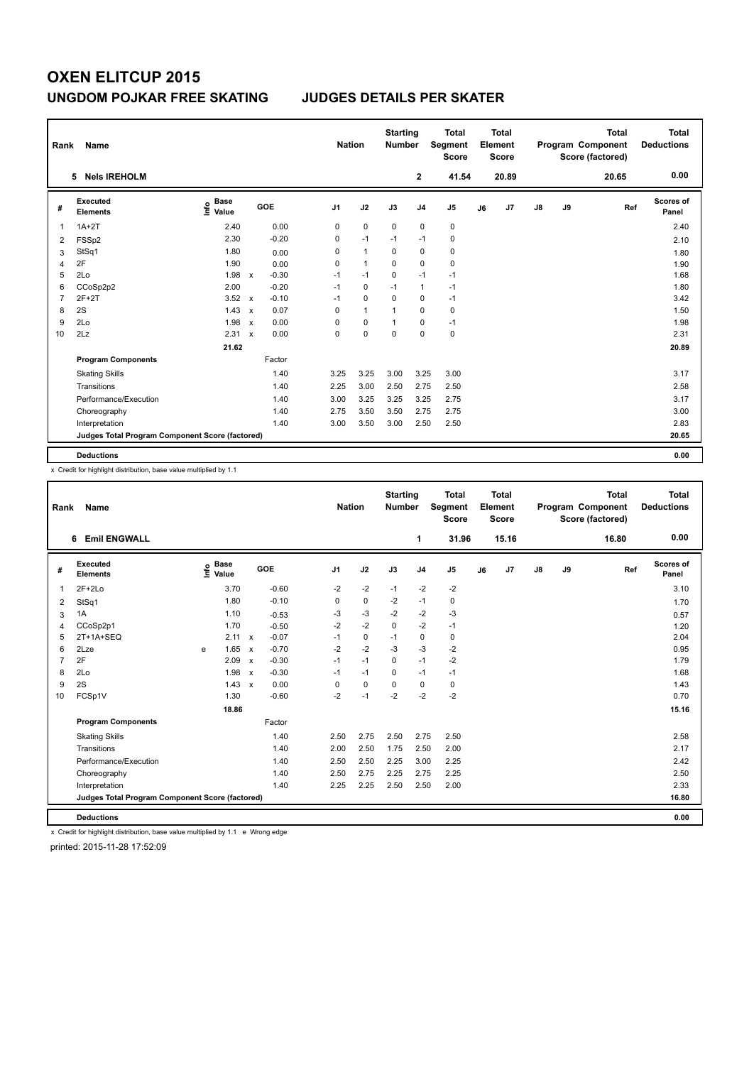# OXEN ELITCUP 2015

## UNGDOM POJKAR FREE SKATING — JUDGES DETAILS PER SKATER

| Rank | Name | Nation | Starting Number | Total Segment Score | Total Element Score | Total Program Component Score (factored) | Total Deductions |
|---|---|---|---|---|---|---|---|
| 5 | Nels IREHOLM | | 2 | 41.54 | 20.89 | 20.65 | 0.00 |

| # | Executed Elements | Info | Base Value | | GOE | J1 | J2 | J3 | J4 | J5 | J6 | J7 | J8 | J9 | Ref | Scores of Panel |
|---|---|---|---|---|---|---|---|---|---|---|---|---|---|---|---|---|
| 1 | 1A+2T | | 2.40 | | 0.00 | 0 | 0 | 0 | 0 | 0 | | | | | | 2.40 |
| 2 | FSSp2 | | 2.30 | | -0.20 | 0 | -1 | -1 | -1 | 0 | | | | | | 2.10 |
| 3 | StSq1 | | 1.80 | | 0.00 | 0 | 1 | 0 | 0 | 0 | | | | | | 1.80 |
| 4 | 2F | | 1.90 | | 0.00 | 0 | 1 | 0 | 0 | 0 | | | | | | 1.90 |
| 5 | 2Lo | | 1.98 | x | -0.30 | -1 | -1 | 0 | -1 | -1 | | | | | | 1.68 |
| 6 | CCoSp2p2 | | 2.00 | | -0.20 | -1 | 0 | -1 | 1 | -1 | | | | | | 1.80 |
| 7 | 2F+2T | | 3.52 | x | -0.10 | -1 | 0 | 0 | 0 | -1 | | | | | | 3.42 |
| 8 | 2S | | 1.43 | x | 0.07 | 0 | 1 | 1 | 0 | 0 | | | | | | 1.50 |
| 9 | 2Lo | | 1.98 | x | 0.00 | 0 | 0 | 1 | 0 | -1 | | | | | | 1.98 |
| 10 | 2Lz | | 2.31 | x | 0.00 | 0 | 0 | 0 | 0 | 0 | | | | | | 2.31 |
| | | | 21.62 | | | | | | | | | | | | | 20.89 |
| | **Program Components** | | | | Factor | | | | | | | | | | | |
| | Skating Skills | | | | 1.40 | 3.25 | 3.25 | 3.00 | 3.25 | 3.00 | | | | | | 3.17 |
| | Transitions | | | | 1.40 | 2.25 | 3.00 | 2.50 | 2.75 | 2.50 | | | | | | 2.58 |
| | Performance/Execution | | | | 1.40 | 3.00 | 3.25 | 3.25 | 3.25 | 2.75 | | | | | | 3.17 |
| | Choreography | | | | 1.40 | 2.75 | 3.50 | 3.50 | 2.75 | 2.75 | | | | | | 3.00 |
| | Interpretation | | | | 1.40 | 3.00 | 3.50 | 3.00 | 2.50 | 2.50 | | | | | | 2.83 |
| | **Judges Total Program Component Score (factored)** | | | | | | | | | | | | | | | 20.65 |
| | **Deductions** | | | | | | | | | | | | | | | 0.00 |

x Credit for highlight distribution, base value multiplied by 1.1

| Rank | Name | Nation | Starting Number | Total Segment Score | Total Element Score | Total Program Component Score (factored) | Total Deductions |
|---|---|---|---|---|---|---|---|
| 6 | Emil ENGWALL | | 1 | 31.96 | 15.16 | 16.80 | 0.00 |

| # | Executed Elements | Info | Base Value | | GOE | J1 | J2 | J3 | J4 | J5 | J6 | J7 | J8 | J9 | Ref | Scores of Panel |
|---|---|---|---|---|---|---|---|---|---|---|---|---|---|---|---|---|
| 1 | 2F+2Lo | | 3.70 | | -0.60 | -2 | -2 | -1 | -2 | -2 | | | | | | 3.10 |
| 2 | StSq1 | | 1.80 | | -0.10 | 0 | 0 | -2 | -1 | 0 | | | | | | 1.70 |
| 3 | 1A | | 1.10 | | -0.53 | -3 | -3 | -2 | -2 | -3 | | | | | | 0.57 |
| 4 | CCoSp2p1 | | 1.70 | | -0.50 | -2 | -2 | 0 | -2 | -1 | | | | | | 1.20 |
| 5 | 2T+1A+SEQ | | 2.11 | x | -0.07 | -1 | 0 | -1 | 0 | 0 | | | | | | 2.04 |
| 6 | 2Lze | e | 1.65 | x | -0.70 | -2 | -2 | -3 | -3 | -2 | | | | | | 0.95 |
| 7 | 2F | | 2.09 | x | -0.30 | -1 | -1 | 0 | -1 | -2 | | | | | | 1.79 |
| 8 | 2Lo | | 1.98 | x | -0.30 | -1 | -1 | 0 | -1 | -1 | | | | | | 1.68 |
| 9 | 2S | | 1.43 | x | 0.00 | 0 | 0 | 0 | 0 | 0 | | | | | | 1.43 |
| 10 | FCSp1V | | 1.30 | | -0.60 | -2 | -1 | -2 | -2 | -2 | | | | | | 0.70 |
| | | | 18.86 | | | | | | | | | | | | | 15.16 |
| | **Program Components** | | | | Factor | | | | | | | | | | | |
| | Skating Skills | | | | 1.40 | 2.50 | 2.75 | 2.50 | 2.75 | 2.50 | | | | | | 2.58 |
| | Transitions | | | | 1.40 | 2.00 | 2.50 | 1.75 | 2.50 | 2.00 | | | | | | 2.17 |
| | Performance/Execution | | | | 1.40 | 2.50 | 2.50 | 2.25 | 3.00 | 2.25 | | | | | | 2.42 |
| | Choreography | | | | 1.40 | 2.50 | 2.75 | 2.25 | 2.75 | 2.25 | | | | | | 2.50 |
| | Interpretation | | | | 1.40 | 2.25 | 2.25 | 2.50 | 2.50 | 2.00 | | | | | | 2.33 |
| | **Judges Total Program Component Score (factored)** | | | | | | | | | | | | | | | 16.80 |
| | **Deductions** | | | | | | | | | | | | | | | 0.00 |

x Credit for highlight distribution, base value multiplied by 1.1 e Wrong edge

printed: 2015-11-28 17:52:09